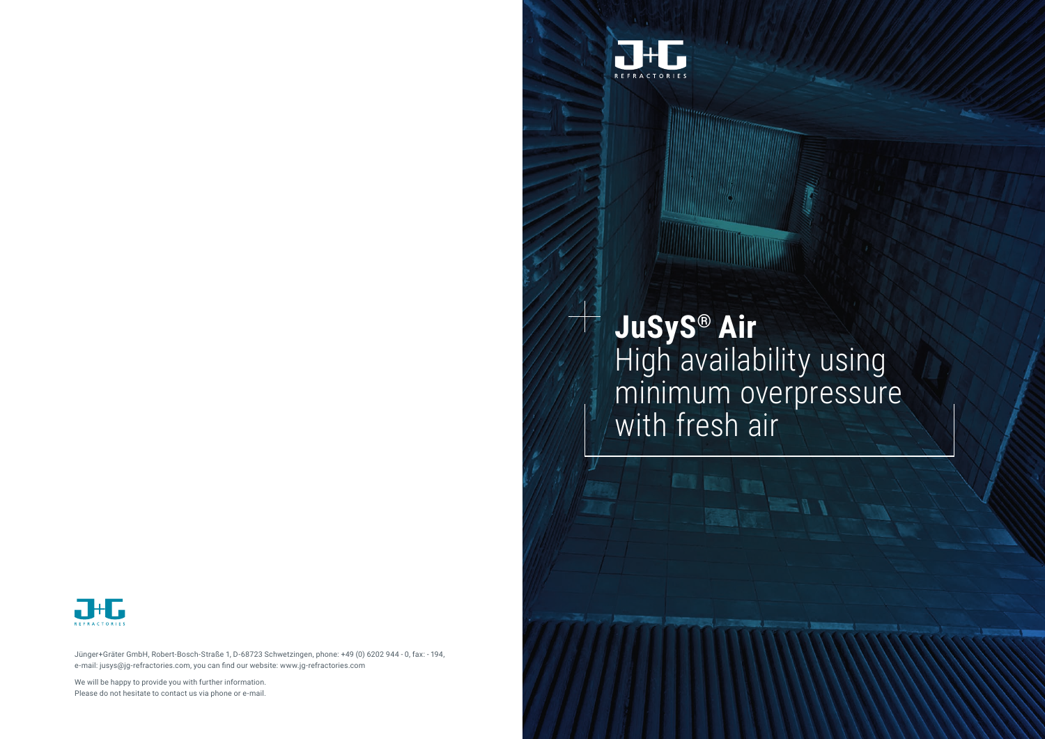# JuSyS® Air

High availability using minimum overpressure with fresh air

Jünger+Gräter GmbH, Robert-Bosch-Straße 1, D-68723 Schwetzingen, phone: +49 (0) 6202 944 - 0, fax: - 194, e-mail: jusys@jg-refractories.com, you can find our website: www.jg-refractories.com

We will be happy to provide you with further information.
Please do not hesitate to contact us via phone or e-mail.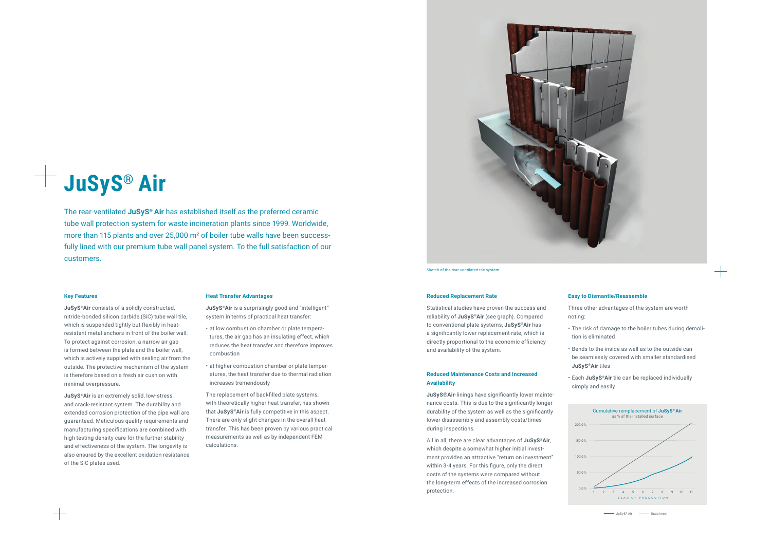# JuSyS® Air

The rear-ventilated **JuSyS® Air** has established itself as the preferred ceramic tube wall protection system for waste incineration plants since 1999. Worldwide, more than 115 plants and over 25,000 m² of boiler tube walls have been successfully lined with our premium tube wall panel system. To the full satisfaction of our customers.

Sketch of the rear-ventilated tile system

### Key Features

**JuSyS®Air** consists of a solidly constructed, nitride-bonded silicon carbide (SiC) tube wall tile, which is suspended tightly but flexibly in heat-resistant metal anchors in front of the boiler wall. To protect against corrosion, a narrow air gap is formed between the plate and the boiler wall, which is actively supplied with sealing air from the outside. The protective mechanism of the system is therefore based on a fresh air cushion with minimal overpressure.

**JuSyS®Air** is an extremely solid, low-stress and crack-resistant system. The durability and extended corrosion protection of the pipe wall are guaranteed. Meticulous quality requirements and manufacturing specifications are combined with high testing density care for the further stability and effectiveness of the system. The longevity is also ensured by the excellent oxidation resistance of the SiC plates used.

### Heat Transfer Advantages

**JuSyS®Air** is a surprisingly good and "intelligent" system in terms of practical heat transfer:

- at low combustion chamber or plate temperatures, the air gap has an insulating effect, which reduces the heat transfer and therefore improves combustion
- at higher combustion chamber or plate temperatures, the heat transfer due to thermal radiation increases tremendously

The replacement of backfilled plate systems, with theoretically higher heat transfer, has shown that **JuSyS®Air** is fully competitive in this aspect. There are only slight changes in the overall heat transfer. This has been proven by various practical measurements as well as by independent FEM calculations.

### Reduced Replacement Rate

Statistical studies have proven the success and reliability of **JuSyS®Air** (see graph). Compared to conventional plate systems, **JuSyS®Air** has a significantly lower replacement rate, which is directly proportional to the economic efficiency and availability of the system.

### Reduced Maintenance Costs and Increased Availability

**JuSyS®Air**-linings have significantly lower maintenance costs. This is due to the significantly longer durability of the system as well as the significantly lower disassembly and assembly costs/times during inspections.

All in all, there are clear advantages of **JuSyS®Air**, which despite a somewhat higher initial investment provides an attractive "return on investment" within 3-4 years. For this figure, only the direct costs of the systems were compared without the long-term effects of the increased corrosion protection.

### Easy to Dismantle/Reassemble

Three other advantages of the system are worth noting:

- The risk of damage to the boiler tubes during demolition is eliminated
- Bends to the inside as well as to the outside can be seamlessly covered with smaller standardised **JuSyS®Air** tiles
- Each **JuSyS®Air** tile can be replaced individually simply and easily

Cumulative remplacement of **JuSyS® Air**
as % of the installed surface

200,0 %
150,0 %
100,0 %
50,0 %
0,0 %

1 2 3 4 5 6 7 8 9 10 11
YEAR OF PRODUCTION

JuSyS® Air — Usual wear